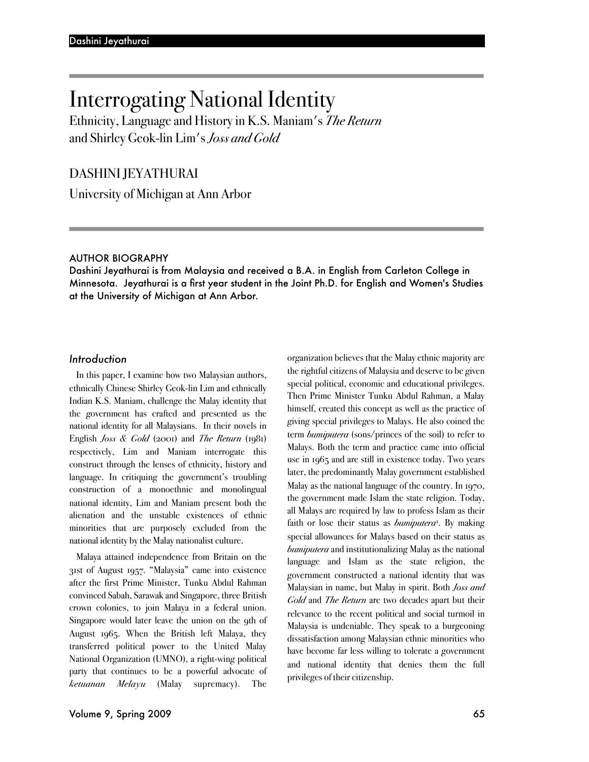# Interrogating National Identity

## Ethnicity, Language and History in K.S. Maniam's *The Return* and Shirley Geok-lin Lim's *Joss and Gold*

DASHINI JEYATHURAI

University of Michigan at Ann Arbor

**AUTHOR BIOGRAPHY**

Dashini Jeyathurai is from Malaysia and received a B.A. in English from Carleton College in Minnesota. Jeyathurai is a first year student in the Joint Ph.D. for English and Women's Studies at the University of Michigan at Ann Arbor.

### *Introduction*

In this paper, I examine how two Malaysian authors, ethnically Chinese Shirley Geok-lin Lim and ethnically Indian K.S. Maniam, challenge the Malay identity that the government has crafted and presented as the national identity for all Malaysians. In their novels in English *Joss & Gold* (2001) and *The Return* (1981) respectively, Lim and Maniam interrogate this construct through the lenses of ethnicity, history and language. In critiquing the government's troubling construction of a monoethnic and monolingual national identity, Lim and Maniam present both the alienation and the unstable existences of ethnic minorities that are purposely excluded from the national identity by the Malay nationalist culture.

Malaya attained independence from Britain on the 31st of August 1957. "Malaysia" came into existence after the first Prime Minister, Tunku Abdul Rahman convinced Sabah, Sarawak and Singapore, three British crown colonies, to join Malaya in a federal union. Singapore would later leave the union on the 9th of August 1965. When the British left Malaya, they transferred political power to the United Malay National Organization (UMNO), a right-wing political party that continues to be a powerful advocate of *ketuanan Melayu* (Malay supremacy). The organization believes that the Malay ethnic majority are the rightful citizens of Malaysia and deserve to be given special political, economic and educational privileges. Then Prime Minister Tunku Abdul Rahman, a Malay himself, created this concept as well as the practice of giving special privileges to Malays. He also coined the term *bumiputera* (sons/princes of the soil) to refer to Malays. Both the term and practice came into official use in 1965 and are still in existence today. Two years later, the predominantly Malay government established Malay as the national language of the country. In 1970, the government made Islam the state religion. Today, all Malays are required by law to profess Islam as their faith or lose their status as *bumiputera*[1]. By making special allowances for Malays based on their status as *bumiputera* and institutionalizing Malay as the national language and Islam as the state religion, the government constructed a national identity that was Malaysian in name, but Malay in spirit. Both *Joss and Gold* and *The Return* are two decades apart but their relevance to the recent political and social turmoil in Malaysia is undeniable. They speak to a burgeoning dissatisfaction among Malaysian ethnic minorities who have become far less willing to tolerate a government and national identity that denies them the full privileges of their citizenship.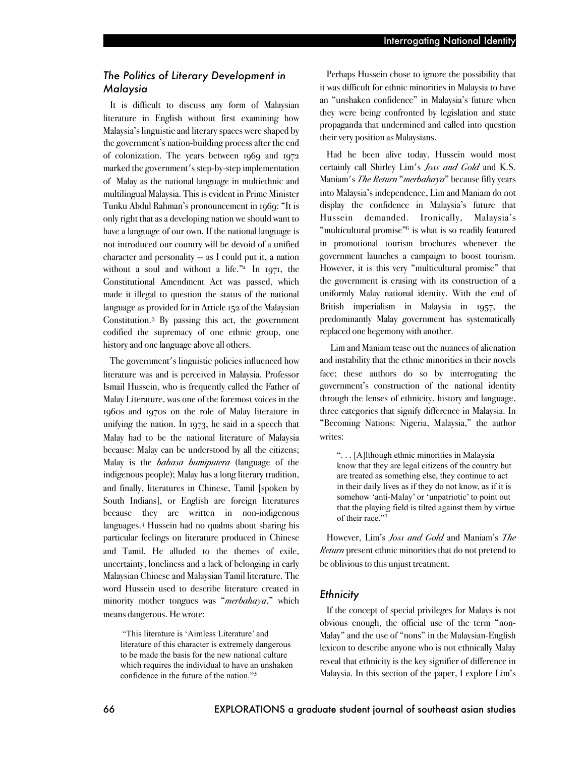## *The Politics of Literary Development in Malaysia*

It is difficult to discuss any form of Malaysian literature in English without first examining how Malaysia's linguistic and literary spaces were shaped by the government's nation-building process after the end of colonization. The years between 1969 and 1972 marked the government's step-by-step implementation of Malay as the national language in multiethnic and multilingual Malaysia. This is evident in Prime Minister Tunku Abdul Rahman's pronouncement in 1969: "It is only right that as a developing nation we should want to have a language of our own. If the national language is not introduced our country will be devoid of a unified character and personality – as I could put it, a nation without a soul and without a life."[2] In 1971, the Constitutional Amendment Act was passed, which made it illegal to question the status of the national language as provided for in Article 152 of the Malaysian Constitution.[3] By passing this act, the government codified the supremacy of one ethnic group, one history and one language above all others.

The government's linguistic policies influenced how literature was and is perceived in Malaysia. Professor Ismail Hussein, who is frequently called the Father of Malay Literature, was one of the foremost voices in the 1960s and 1970s on the role of Malay literature in unifying the nation. In 1973, he said in a speech that Malay had to be the national literature of Malaysia because: Malay can be understood by all the citizens; Malay is the *bahasa bumiputera* (language of the indigenous people); Malay has a long literary tradition, and finally, literatures in Chinese, Tamil [spoken by South Indians], or English are foreign literatures because they are written in non-indigenous languages.[4] Hussein had no qualms about sharing his particular feelings on literature produced in Chinese and Tamil. He alluded to the themes of exile, uncertainty, loneliness and a lack of belonging in early Malaysian Chinese and Malaysian Tamil literature. The word Hussein used to describe literature created in minority mother tongues was "*merbahaya*," which means dangerous. He wrote:

> "This literature is 'Aimless Literature' and literature of this character is extremely dangerous to be made the basis for the new national culture which requires the individual to have an unshaken confidence in the future of the nation."[5]

Perhaps Hussein chose to ignore the possibility that it was difficult for ethnic minorities in Malaysia to have an "unshaken confidence" in Malaysia's future when they were being confronted by legislation and state propaganda that undermined and called into question their very position as Malaysians.

Had he been alive today, Hussein would most certainly call Shirley Lim's *Joss and Gold* and K.S. Maniam's *The Return* "*merbahaya*" because fifty years into Malaysia's independence, Lim and Maniam do not display the confidence in Malaysia's future that Hussein demanded. Ironically, Malaysia's "multicultural promise"[6] is what is so readily featured in promotional tourism brochures whenever the government launches a campaign to boost tourism. However, it is this very "multicultural promise" that the government is erasing with its construction of a uniformly Malay national identity. With the end of British imperialism in Malaysia in 1957, the predominantly Malay government has systematically replaced one hegemony with another.

Lim and Maniam tease out the nuances of alienation and instability that the ethnic minorities in their novels face; these authors do so by interrogating the government's construction of the national identity through the lenses of ethnicity, history and language, three categories that signify difference in Malaysia. In "Becoming Nations: Nigeria, Malaysia," the author writes:

> ". . . [A]lthough ethnic minorities in Malaysia know that they are legal citizens of the country but are treated as something else, they continue to act in their daily lives as if they do not know, as if it is somehow 'anti-Malay' or 'unpatriotic' to point out that the playing field is tilted against them by virtue of their race."[7]

However, Lim's *Joss and Gold* and Maniam's *The Return* present ethnic minorities that do not pretend to be oblivious to this unjust treatment.

## *Ethnicity*

If the concept of special privileges for Malays is not obvious enough, the official use of the term "non-Malay" and the use of "nons" in the Malaysian-English lexicon to describe anyone who is not ethnically Malay reveal that ethnicity is the key signifier of difference in Malaysia. In this section of the paper, I explore Lim's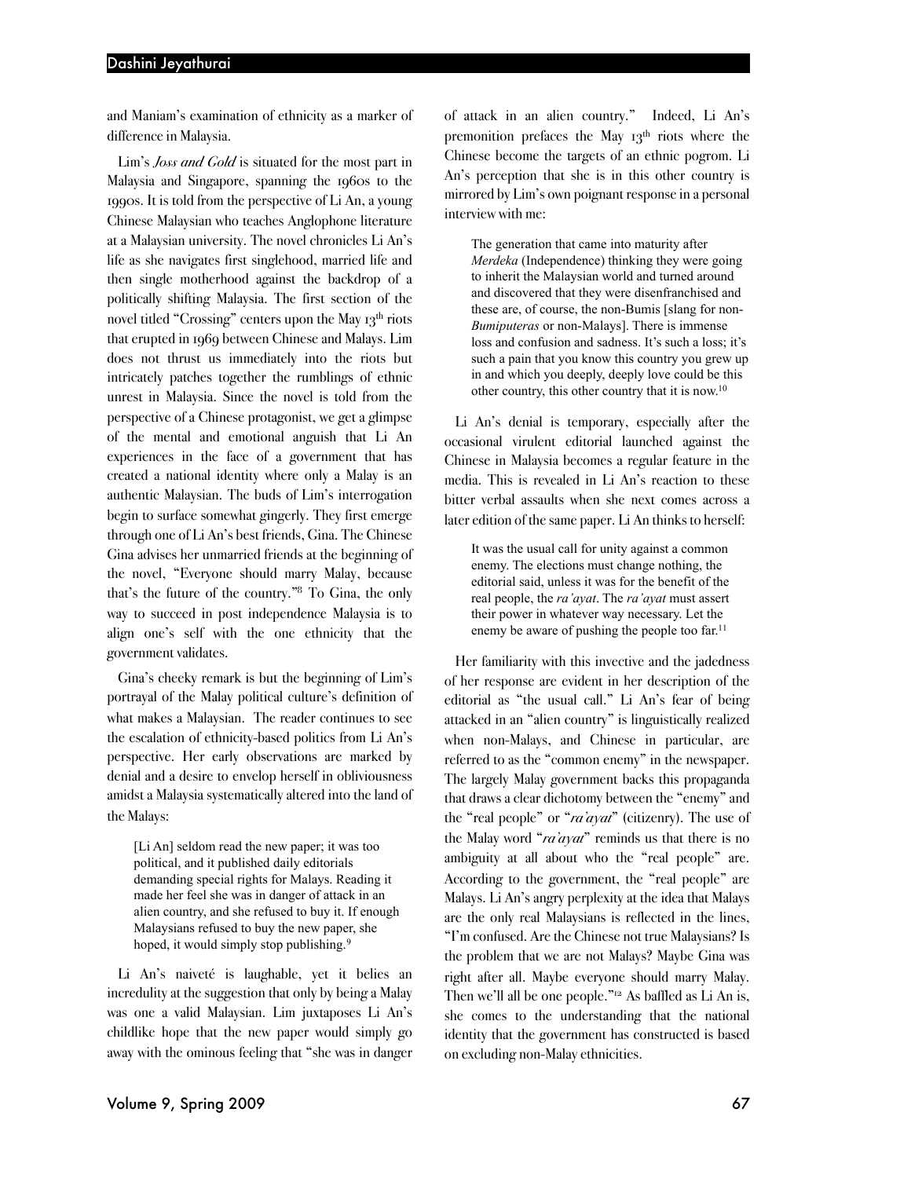and Maniam's examination of ethnicity as a marker of difference in Malaysia.

Lim's *Joss and Gold* is situated for the most part in Malaysia and Singapore, spanning the 1960s to the 1990s. It is told from the perspective of Li An, a young Chinese Malaysian who teaches Anglophone literature at a Malaysian university. The novel chronicles Li An's life as she navigates first singlehood, married life and then single motherhood against the backdrop of a politically shifting Malaysia. The first section of the novel titled "Crossing" centers upon the May 13th riots that erupted in 1969 between Chinese and Malays. Lim does not thrust us immediately into the riots but intricately patches together the rumblings of ethnic unrest in Malaysia. Since the novel is told from the perspective of a Chinese protagonist, we get a glimpse of the mental and emotional anguish that Li An experiences in the face of a government that has created a national identity where only a Malay is an authentic Malaysian. The buds of Lim's interrogation begin to surface somewhat gingerly. They first emerge through one of Li An's best friends, Gina. The Chinese Gina advises her unmarried friends at the beginning of the novel, "Everyone should marry Malay, because that's the future of the country."[8] To Gina, the only way to succeed in post independence Malaysia is to align one's self with the one ethnicity that the government validates.

Gina's cheeky remark is but the beginning of Lim's portrayal of the Malay political culture's definition of what makes a Malaysian. The reader continues to see the escalation of ethnicity-based politics from Li An's perspective. Her early observations are marked by denial and a desire to envelop herself in obliviousness amidst a Malaysia systematically altered into the land of the Malays:

> [Li An] seldom read the new paper; it was too political, and it published daily editorials demanding special rights for Malays. Reading it made her feel she was in danger of attack in an alien country, and she refused to buy it. If enough Malaysians refused to buy the new paper, she hoped, it would simply stop publishing.[9]

Li An's naiveté is laughable, yet it belies an incredulity at the suggestion that only by being a Malay was one a valid Malaysian. Lim juxtaposes Li An's childlike hope that the new paper would simply go away with the ominous feeling that "she was in danger of attack in an alien country." Indeed, Li An's premonition prefaces the May 13th riots where the Chinese become the targets of an ethnic pogrom. Li An's perception that she is in this other country is mirrored by Lim's own poignant response in a personal interview with me:

> The generation that came into maturity after *Merdeka* (Independence) thinking they were going to inherit the Malaysian world and turned around and discovered that they were disenfranchised and these are, of course, the non-Bumis [slang for non-*Bumiputeras* or non-Malays]. There is immense loss and confusion and sadness. It's such a loss; it's such a pain that you know this country you grew up in and which you deeply, deeply love could be this other country, this other country that it is now.[10]

Li An's denial is temporary, especially after the occasional virulent editorial launched against the Chinese in Malaysia becomes a regular feature in the media. This is revealed in Li An's reaction to these bitter verbal assaults when she next comes across a later edition of the same paper. Li An thinks to herself:

> It was the usual call for unity against a common enemy. The elections must change nothing, the editorial said, unless it was for the benefit of the real people, the *ra'ayat*. The *ra'ayat* must assert their power in whatever way necessary. Let the enemy be aware of pushing the people too far.[11]

Her familiarity with this invective and the jadedness of her response are evident in her description of the editorial as "the usual call." Li An's fear of being attacked in an "alien country" is linguistically realized when non-Malays, and Chinese in particular, are referred to as the "common enemy" in the newspaper. The largely Malay government backs this propaganda that draws a clear dichotomy between the "enemy" and the "real people" or "*ra'ayat*" (citizenry). The use of the Malay word "*ra'ayat*" reminds us that there is no ambiguity at all about who the "real people" are. According to the government, the "real people" are Malays. Li An's angry perplexity at the idea that Malays are the only real Malaysians is reflected in the lines, "I'm confused. Are the Chinese not true Malaysians? Is the problem that we are not Malays? Maybe Gina was right after all. Maybe everyone should marry Malay. Then we'll all be one people."[12] As baffled as Li An is, she comes to the understanding that the national identity that the government has constructed is based on excluding non-Malay ethnicities.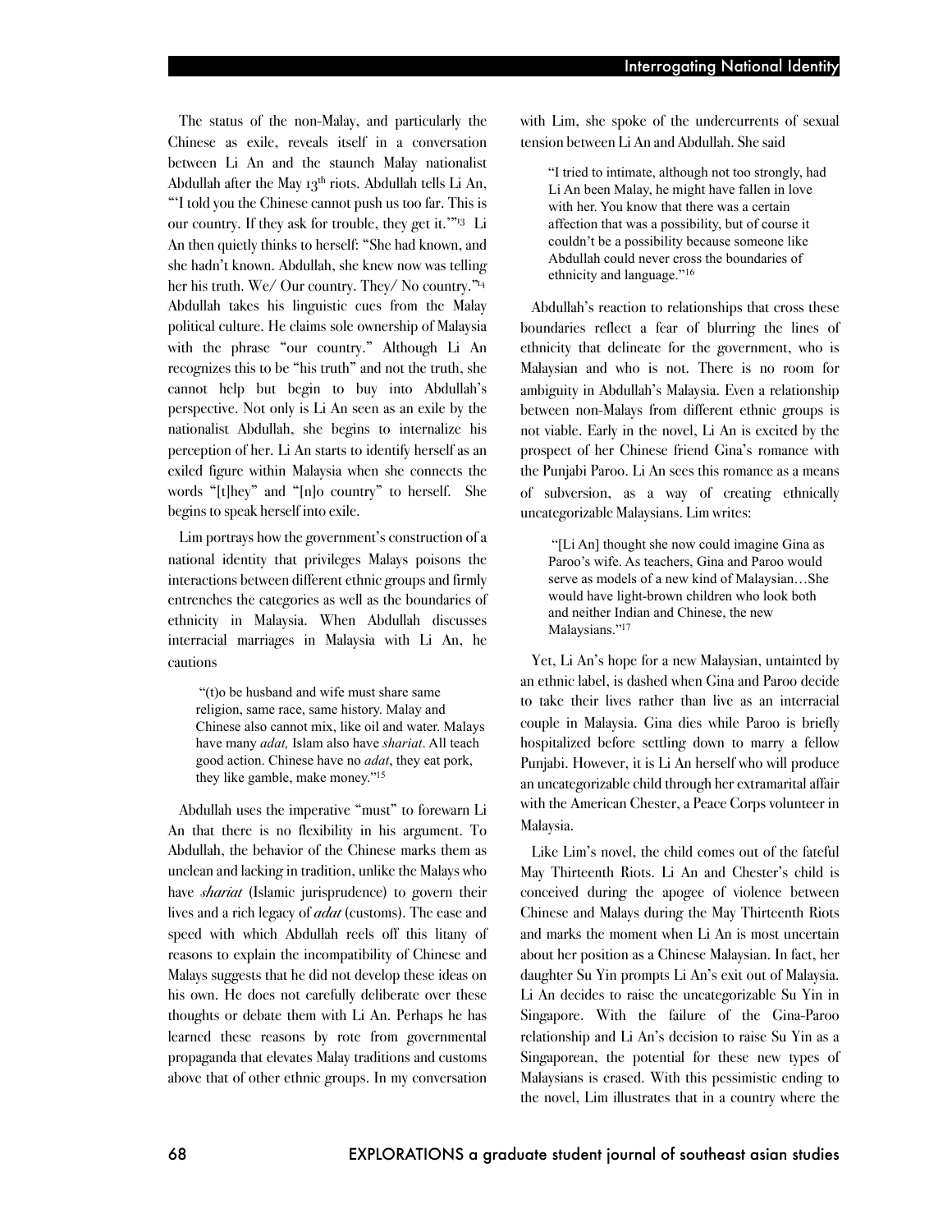The status of the non-Malay, and particularly the Chinese as exile, reveals itself in a conversation between Li An and the staunch Malay nationalist Abdullah after the May 13th riots. Abdullah tells Li An, "'I told you the Chinese cannot push us too far. This is our country. If they ask for trouble, they get it.'"[13] Li An then quietly thinks to herself: "She had known, and she hadn't known. Abdullah, she knew now was telling her his truth. We/ Our country. They/ No country."[14] Abdullah takes his linguistic cues from the Malay political culture. He claims sole ownership of Malaysia with the phrase "our country." Although Li An recognizes this to be "his truth" and not the truth, she cannot help but begin to buy into Abdullah's perspective. Not only is Li An seen as an exile by the nationalist Abdullah, she begins to internalize his perception of her. Li An starts to identify herself as an exiled figure within Malaysia when she connects the words "[t]hey" and "[n]o country" to herself. She begins to speak herself into exile.

Lim portrays how the government's construction of a national identity that privileges Malays poisons the interactions between different ethnic groups and firmly entrenches the categories as well as the boundaries of ethnicity in Malaysia. When Abdullah discusses interracial marriages in Malaysia with Li An, he cautions

> "(t)o be husband and wife must share same religion, same race, same history. Malay and Chinese also cannot mix, like oil and water. Malays have many *adat,* Islam also have *shariat*. All teach good action. Chinese have no *adat*, they eat pork, they like gamble, make money."[15]

Abdullah uses the imperative "must" to forewarn Li An that there is no flexibility in his argument. To Abdullah, the behavior of the Chinese marks them as unclean and lacking in tradition, unlike the Malays who have *shariat* (Islamic jurisprudence) to govern their lives and a rich legacy of *adat* (customs). The ease and speed with which Abdullah reels off this litany of reasons to explain the incompatibility of Chinese and Malays suggests that he did not develop these ideas on his own. He does not carefully deliberate over these thoughts or debate them with Li An. Perhaps he has learned these reasons by rote from governmental propaganda that elevates Malay traditions and customs above that of other ethnic groups. In my conversation with Lim, she spoke of the undercurrents of sexual tension between Li An and Abdullah. She said

> "I tried to intimate, although not too strongly, had Li An been Malay, he might have fallen in love with her. You know that there was a certain affection that was a possibility, but of course it couldn't be a possibility because someone like Abdullah could never cross the boundaries of ethnicity and language."[16]

Abdullah's reaction to relationships that cross these boundaries reflect a fear of blurring the lines of ethnicity that delineate for the government, who is Malaysian and who is not. There is no room for ambiguity in Abdullah's Malaysia. Even a relationship between non-Malays from different ethnic groups is not viable. Early in the novel, Li An is excited by the prospect of her Chinese friend Gina's romance with the Punjabi Paroo. Li An sees this romance as a means of subversion, as a way of creating ethnically uncategorizable Malaysians. Lim writes:

> "[Li An] thought she now could imagine Gina as Paroo's wife. As teachers, Gina and Paroo would serve as models of a new kind of Malaysian…She would have light-brown children who look both and neither Indian and Chinese, the new Malaysians."[17]

Yet, Li An's hope for a new Malaysian, untainted by an ethnic label, is dashed when Gina and Paroo decide to take their lives rather than live as an interracial couple in Malaysia. Gina dies while Paroo is briefly hospitalized before settling down to marry a fellow Punjabi. However, it is Li An herself who will produce an uncategorizable child through her extramarital affair with the American Chester, a Peace Corps volunteer in Malaysia.

Like Lim's novel, the child comes out of the fateful May Thirteenth Riots. Li An and Chester's child is conceived during the apogee of violence between Chinese and Malays during the May Thirteenth Riots and marks the moment when Li An is most uncertain about her position as a Chinese Malaysian. In fact, her daughter Su Yin prompts Li An's exit out of Malaysia. Li An decides to raise the uncategorizable Su Yin in Singapore. With the failure of the Gina-Paroo relationship and Li An's decision to raise Su Yin as a Singaporean, the potential for these new types of Malaysians is erased. With this pessimistic ending to the novel, Lim illustrates that in a country where the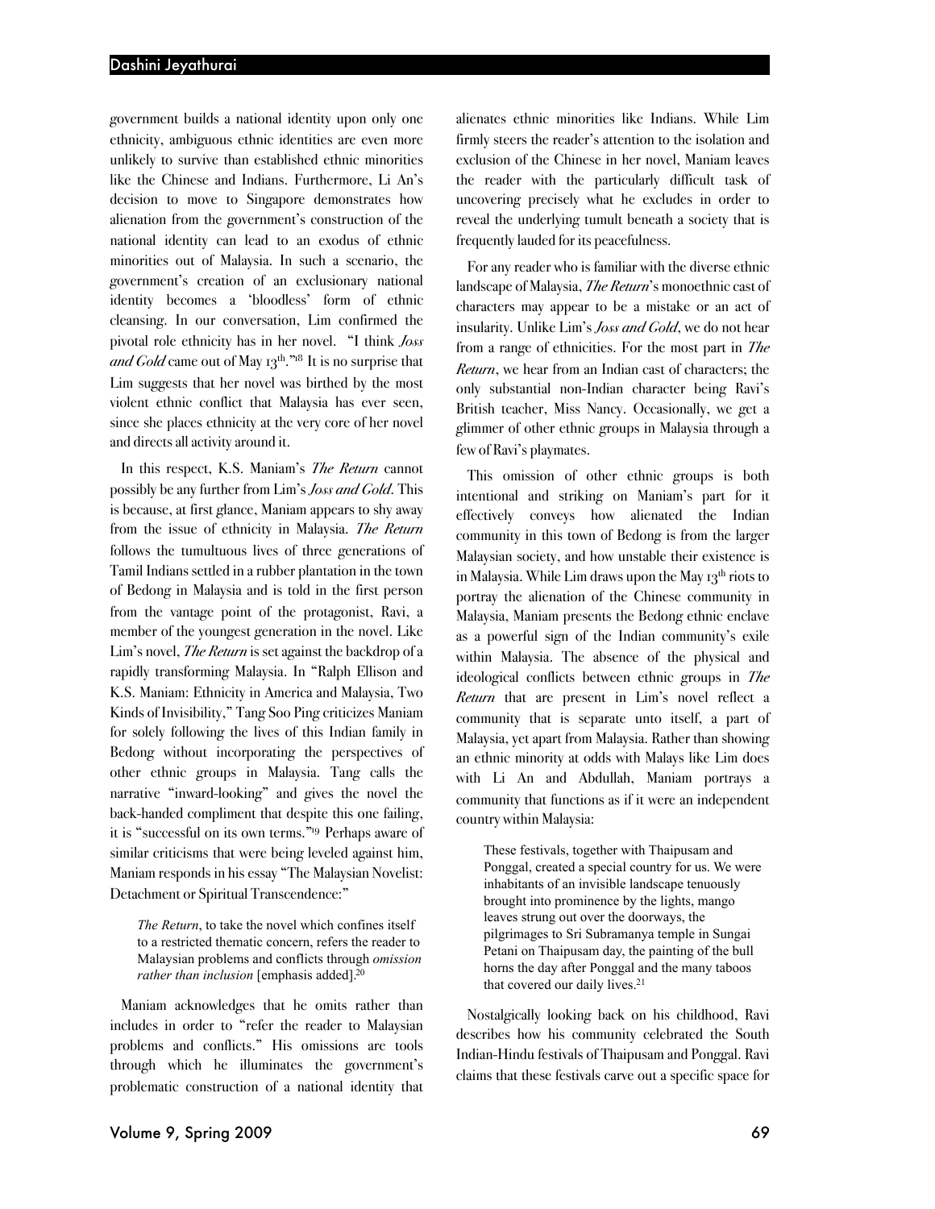government builds a national identity upon only one ethnicity, ambiguous ethnic identities are even more unlikely to survive than established ethnic minorities like the Chinese and Indians. Furthermore, Li An's decision to move to Singapore demonstrates how alienation from the government's construction of the national identity can lead to an exodus of ethnic minorities out of Malaysia. In such a scenario, the government's creation of an exclusionary national identity becomes a 'bloodless' form of ethnic cleansing. In our conversation, Lim confirmed the pivotal role ethnicity has in her novel. "I think *Joss and Gold* came out of May 13th."[18] It is no surprise that Lim suggests that her novel was birthed by the most violent ethnic conflict that Malaysia has ever seen, since she places ethnicity at the very core of her novel and directs all activity around it.

In this respect, K.S. Maniam's *The Return* cannot possibly be any further from Lim's *Joss and Gold*. This is because, at first glance, Maniam appears to shy away from the issue of ethnicity in Malaysia. *The Return* follows the tumultuous lives of three generations of Tamil Indians settled in a rubber plantation in the town of Bedong in Malaysia and is told in the first person from the vantage point of the protagonist, Ravi, a member of the youngest generation in the novel. Like Lim's novel, *The Return* is set against the backdrop of a rapidly transforming Malaysia. In "Ralph Ellison and K.S. Maniam: Ethnicity in America and Malaysia, Two Kinds of Invisibility," Tang Soo Ping criticizes Maniam for solely following the lives of this Indian family in Bedong without incorporating the perspectives of other ethnic groups in Malaysia. Tang calls the narrative "inward-looking" and gives the novel the back-handed compliment that despite this one failing, it is "successful on its own terms."[19] Perhaps aware of similar criticisms that were being leveled against him, Maniam responds in his essay "The Malaysian Novelist: Detachment or Spiritual Transcendence:"

> *The Return*, to take the novel which confines itself to a restricted thematic concern, refers the reader to Malaysian problems and conflicts through *omission rather than inclusion* [emphasis added].[20]

Maniam acknowledges that he omits rather than includes in order to "refer the reader to Malaysian problems and conflicts." His omissions are tools through which he illuminates the government's problematic construction of a national identity that alienates ethnic minorities like Indians. While Lim firmly steers the reader's attention to the isolation and exclusion of the Chinese in her novel, Maniam leaves the reader with the particularly difficult task of uncovering precisely what he excludes in order to reveal the underlying tumult beneath a society that is frequently lauded for its peacefulness.

For any reader who is familiar with the diverse ethnic landscape of Malaysia, *The Return*'s monoethnic cast of characters may appear to be a mistake or an act of insularity. Unlike Lim's *Joss and Gold*, we do not hear from a range of ethnicities. For the most part in *The Return*, we hear from an Indian cast of characters; the only substantial non-Indian character being Ravi's British teacher, Miss Nancy. Occasionally, we get a glimmer of other ethnic groups in Malaysia through a few of Ravi's playmates.

This omission of other ethnic groups is both intentional and striking on Maniam's part for it effectively conveys how alienated the Indian community in this town of Bedong is from the larger Malaysian society, and how unstable their existence is in Malaysia. While Lim draws upon the May 13th riots to portray the alienation of the Chinese community in Malaysia, Maniam presents the Bedong ethnic enclave as a powerful sign of the Indian community's exile within Malaysia. The absence of the physical and ideological conflicts between ethnic groups in *The Return* that are present in Lim's novel reflect a community that is separate unto itself, a part of Malaysia, yet apart from Malaysia. Rather than showing an ethnic minority at odds with Malays like Lim does with Li An and Abdullah, Maniam portrays a community that functions as if it were an independent country within Malaysia:

> These festivals, together with Thaipusam and Ponggal, created a special country for us. We were inhabitants of an invisible landscape tenuously brought into prominence by the lights, mango leaves strung out over the doorways, the pilgrimages to Sri Subramanya temple in Sungai Petani on Thaipusam day, the painting of the bull horns the day after Ponggal and the many taboos that covered our daily lives.[21]

Nostalgically looking back on his childhood, Ravi describes how his community celebrated the South Indian-Hindu festivals of Thaipusam and Ponggal. Ravi claims that these festivals carve out a specific space for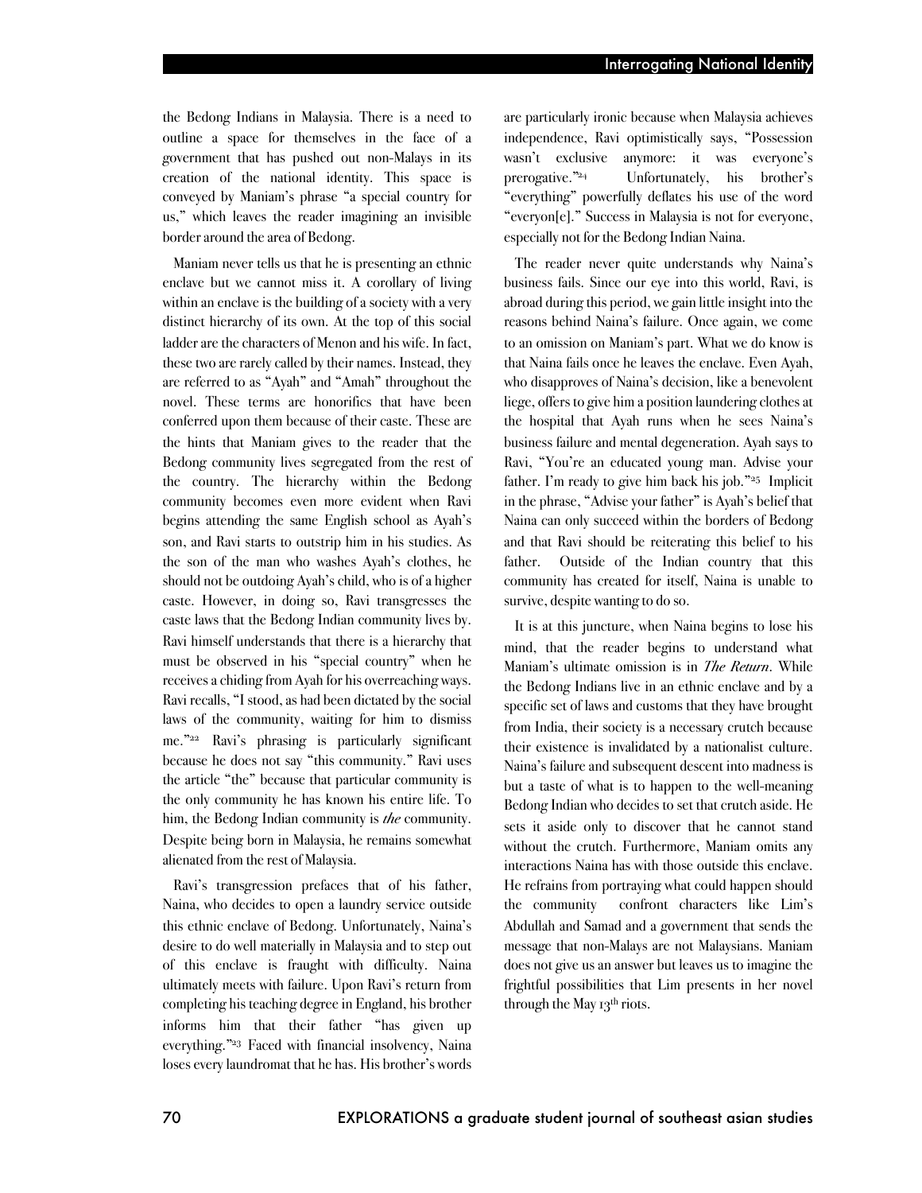the Bedong Indians in Malaysia. There is a need to outline a space for themselves in the face of a government that has pushed out non-Malays in its creation of the national identity. This space is conveyed by Maniam's phrase "a special country for us," which leaves the reader imagining an invisible border around the area of Bedong.

Maniam never tells us that he is presenting an ethnic enclave but we cannot miss it. A corollary of living within an enclave is the building of a society with a very distinct hierarchy of its own. At the top of this social ladder are the characters of Menon and his wife. In fact, these two are rarely called by their names. Instead, they are referred to as "Ayah" and "Amah" throughout the novel. These terms are honorifics that have been conferred upon them because of their caste. These are the hints that Maniam gives to the reader that the Bedong community lives segregated from the rest of the country. The hierarchy within the Bedong community becomes even more evident when Ravi begins attending the same English school as Ayah's son, and Ravi starts to outstrip him in his studies. As the son of the man who washes Ayah's clothes, he should not be outdoing Ayah's child, who is of a higher caste. However, in doing so, Ravi transgresses the caste laws that the Bedong Indian community lives by. Ravi himself understands that there is a hierarchy that must be observed in his "special country" when he receives a chiding from Ayah for his overreaching ways. Ravi recalls, "I stood, as had been dictated by the social laws of the community, waiting for him to dismiss me."[22] Ravi's phrasing is particularly significant because he does not say "this community." Ravi uses the article "the" because that particular community is the only community he has known his entire life. To him, the Bedong Indian community is *the* community. Despite being born in Malaysia, he remains somewhat alienated from the rest of Malaysia.

Ravi's transgression prefaces that of his father, Naina, who decides to open a laundry service outside this ethnic enclave of Bedong. Unfortunately, Naina's desire to do well materially in Malaysia and to step out of this enclave is fraught with difficulty. Naina ultimately meets with failure. Upon Ravi's return from completing his teaching degree in England, his brother informs him that their father "has given up everything."[23] Faced with financial insolvency, Naina loses every laundromat that he has. His brother's words are particularly ironic because when Malaysia achieves independence, Ravi optimistically says, "Possession wasn't exclusive anymore: it was everyone's prerogative."[24] Unfortunately, his brother's "everything" powerfully deflates his use of the word "everyon[e]." Success in Malaysia is not for everyone, especially not for the Bedong Indian Naina.

The reader never quite understands why Naina's business fails. Since our eye into this world, Ravi, is abroad during this period, we gain little insight into the reasons behind Naina's failure. Once again, we come to an omission on Maniam's part. What we do know is that Naina fails once he leaves the enclave. Even Ayah, who disapproves of Naina's decision, like a benevolent liege, offers to give him a position laundering clothes at the hospital that Ayah runs when he sees Naina's business failure and mental degeneration. Ayah says to Ravi, "You're an educated young man. Advise your father. I'm ready to give him back his job."[25] Implicit in the phrase, "Advise your father" is Ayah's belief that Naina can only succeed within the borders of Bedong and that Ravi should be reiterating this belief to his father. Outside of the Indian country that this community has created for itself, Naina is unable to survive, despite wanting to do so.

It is at this juncture, when Naina begins to lose his mind, that the reader begins to understand what Maniam's ultimate omission is in *The Return*. While the Bedong Indians live in an ethnic enclave and by a specific set of laws and customs that they have brought from India, their society is a necessary crutch because their existence is invalidated by a nationalist culture. Naina's failure and subsequent descent into madness is but a taste of what is to happen to the well-meaning Bedong Indian who decides to set that crutch aside. He sets it aside only to discover that he cannot stand without the crutch. Furthermore, Maniam omits any interactions Naina has with those outside this enclave. He refrains from portraying what could happen should the community confront characters like Lim's Abdullah and Samad and a government that sends the message that non-Malays are not Malaysians. Maniam does not give us an answer but leaves us to imagine the frightful possibilities that Lim presents in her novel through the May 13th riots.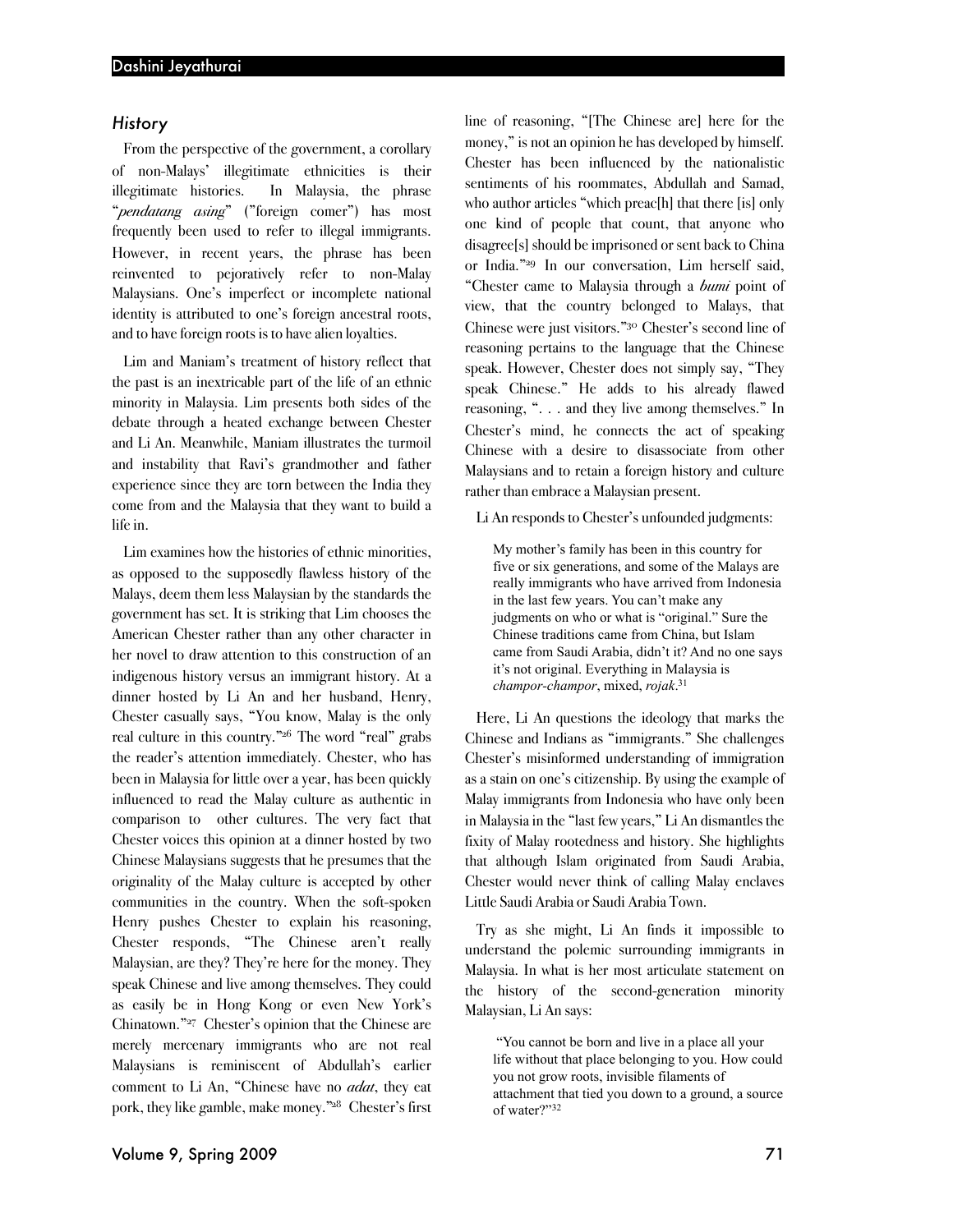### *History*

From the perspective of the government, a corollary of non-Malays' illegitimate ethnicities is their illegitimate histories. In Malaysia, the phrase "*pendatang asing*" ("foreign comer") has most frequently been used to refer to illegal immigrants. However, in recent years, the phrase has been reinvented to pejoratively refer to non-Malay Malaysians. One's imperfect or incomplete national identity is attributed to one's foreign ancestral roots, and to have foreign roots is to have alien loyalties.

Lim and Maniam's treatment of history reflect that the past is an inextricable part of the life of an ethnic minority in Malaysia. Lim presents both sides of the debate through a heated exchange between Chester and Li An. Meanwhile, Maniam illustrates the turmoil and instability that Ravi's grandmother and father experience since they are torn between the India they come from and the Malaysia that they want to build a life in.

Lim examines how the histories of ethnic minorities, as opposed to the supposedly flawless history of the Malays, deem them less Malaysian by the standards the government has set. It is striking that Lim chooses the American Chester rather than any other character in her novel to draw attention to this construction of an indigenous history versus an immigrant history. At a dinner hosted by Li An and her husband, Henry, Chester casually says, "You know, Malay is the only real culture in this country."[26] The word "real" grabs the reader's attention immediately. Chester, who has been in Malaysia for little over a year, has been quickly influenced to read the Malay culture as authentic in comparison to other cultures. The very fact that Chester voices this opinion at a dinner hosted by two Chinese Malaysians suggests that he presumes that the originality of the Malay culture is accepted by other communities in the country. When the soft-spoken Henry pushes Chester to explain his reasoning, Chester responds, "The Chinese aren't really Malaysian, are they? They're here for the money. They speak Chinese and live among themselves. They could as easily be in Hong Kong or even New York's Chinatown."[27] Chester's opinion that the Chinese are merely mercenary immigrants who are not real Malaysians is reminiscent of Abdullah's earlier comment to Li An, "Chinese have no *adat*, they eat pork, they like gamble, make money."[28] Chester's first line of reasoning, "[The Chinese are] here for the money," is not an opinion he has developed by himself. Chester has been influenced by the nationalistic sentiments of his roommates, Abdullah and Samad, who author articles "which preac[h] that there [is] only one kind of people that count, that anyone who disagree[s] should be imprisoned or sent back to China or India."[29] In our conversation, Lim herself said, "Chester came to Malaysia through a *bumi* point of view, that the country belonged to Malays, that Chinese were just visitors."[30] Chester's second line of reasoning pertains to the language that the Chinese speak. However, Chester does not simply say, "They speak Chinese." He adds to his already flawed reasoning, ". . . and they live among themselves." In Chester's mind, he connects the act of speaking Chinese with a desire to disassociate from other Malaysians and to retain a foreign history and culture rather than embrace a Malaysian present.

Li An responds to Chester's unfounded judgments:

> My mother's family has been in this country for five or six generations, and some of the Malays are really immigrants who have arrived from Indonesia in the last few years. You can't make any judgments on who or what is "original." Sure the Chinese traditions came from China, but Islam came from Saudi Arabia, didn't it? And no one says it's not original. Everything in Malaysia is *champor-champor*, mixed, *rojak*.[31]

Here, Li An questions the ideology that marks the Chinese and Indians as "immigrants." She challenges Chester's misinformed understanding of immigration as a stain on one's citizenship. By using the example of Malay immigrants from Indonesia who have only been in Malaysia in the "last few years," Li An dismantles the fixity of Malay rootedness and history. She highlights that although Islam originated from Saudi Arabia, Chester would never think of calling Malay enclaves Little Saudi Arabia or Saudi Arabia Town.

Try as she might, Li An finds it impossible to understand the polemic surrounding immigrants in Malaysia. In what is her most articulate statement on the history of the second-generation minority Malaysian, Li An says:

> "You cannot be born and live in a place all your life without that place belonging to you. How could you not grow roots, invisible filaments of attachment that tied you down to a ground, a source of water?"[32]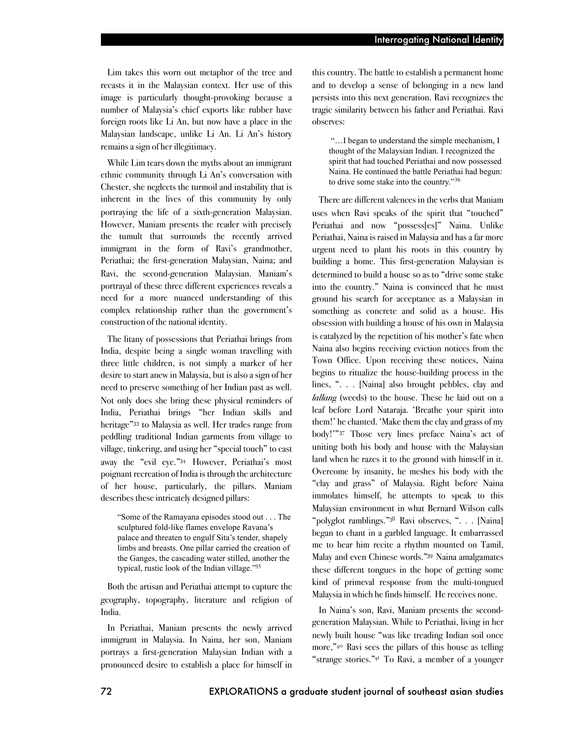Lim takes this worn out metaphor of the tree and recasts it in the Malaysian context. Her use of this image is particularly thought-provoking because a number of Malaysia's chief exports like rubber have foreign roots like Li An, but now have a place in the Malaysian landscape, unlike Li An. Li An's history remains a sign of her illegitimacy.

While Lim tears down the myths about an immigrant ethnic community through Li An's conversation with Chester, she neglects the turmoil and instability that is inherent in the lives of this community by only portraying the life of a sixth-generation Malaysian. However, Maniam presents the reader with precisely the tumult that surrounds the recently arrived immigrant in the form of Ravi's grandmother, Periathai; the first-generation Malaysian, Naina; and Ravi, the second-generation Malaysian. Maniam's portrayal of these three different experiences reveals a need for a more nuanced understanding of this complex relationship rather than the government's construction of the national identity.

The litany of possessions that Periathai brings from India, despite being a single woman travelling with three little children, is not simply a marker of her desire to start anew in Malaysia, but is also a sign of her need to preserve something of her Indian past as well. Not only does she bring these physical reminders of India, Periathai brings "her Indian skills and heritage"[33] to Malaysia as well. Her trades range from peddling traditional Indian garments from village to village, tinkering, and using her "special touch" to cast away the "evil eye."[34] However, Periathai's most poignant recreation of India is through the architecture of her house, particularly, the pillars. Maniam describes these intricately designed pillars:

> "Some of the Ramayana episodes stood out . . . The sculptured fold-like flames envelope Ravana's palace and threaten to engulf Sita's tender, shapely limbs and breasts. One pillar carried the creation of the Ganges, the cascading water stilled, another the typical, rustic look of the Indian village."[35]

Both the artisan and Periathai attempt to capture the geography, topography, literature and religion of India.

In Periathai, Maniam presents the newly arrived immigrant in Malaysia. In Naina, her son, Maniam portrays a first-generation Malaysian Indian with a pronounced desire to establish a place for himself in this country. The battle to establish a permanent home and to develop a sense of belonging in a new land persists into this next generation. Ravi recognizes the tragic similarity between his father and Periathai. Ravi observes:

> "…I began to understand the simple mechanism, I thought of the Malaysian Indian. I recognized the spirit that had touched Periathai and now possessed Naina. He continued the battle Periathai had begun: to drive some stake into the country."[36]

There are different valences in the verbs that Maniam uses when Ravi speaks of the spirit that "touched" Periathai and now "possess[es]" Naina. Unlike Periathai, Naina is raised in Malaysia and has a far more urgent need to plant his roots in this country by building a home. This first-generation Malaysian is determined to build a house so as to "drive some stake into the country." Naina is convinced that he must ground his search for acceptance as a Malaysian in something as concrete and solid as a house. His obsession with building a house of his own in Malaysia is catalyzed by the repetition of his mother's fate when Naina also begins receiving eviction notices from the Town Office. Upon receiving these notices, Naina begins to ritualize the house-building process in the lines, ". . . [Naina] also brought pebbles, clay and *lallang* (weeds) to the house. These he laid out on a leaf before Lord Nataraja. 'Breathe your spirit into them!' he chanted. 'Make them the clay and grass of my body!'"[37] Those very lines preface Naina's act of uniting both his body and house with the Malaysian land when he razes it to the ground with himself in it. Overcome by insanity, he meshes his body with the "clay and grass" of Malaysia. Right before Naina immolates himself, he attempts to speak to this Malaysian environment in what Bernard Wilson calls "polyglot ramblings."[38] Ravi observes, ". . . [Naina] began to chant in a garbled language. It embarrassed me to hear him recite a rhythm mounted on Tamil, Malay and even Chinese words."[39] Naina amalgamates these different tongues in the hope of getting some kind of primeval response from the multi-tongued Malaysia in which he finds himself. He receives none.

In Naina's son, Ravi, Maniam presents the second-generation Malaysian. While to Periathai, living in her newly built house "was like treading Indian soil once more,"[40] Ravi sees the pillars of this house as telling "strange stories."[41] To Ravi, a member of a younger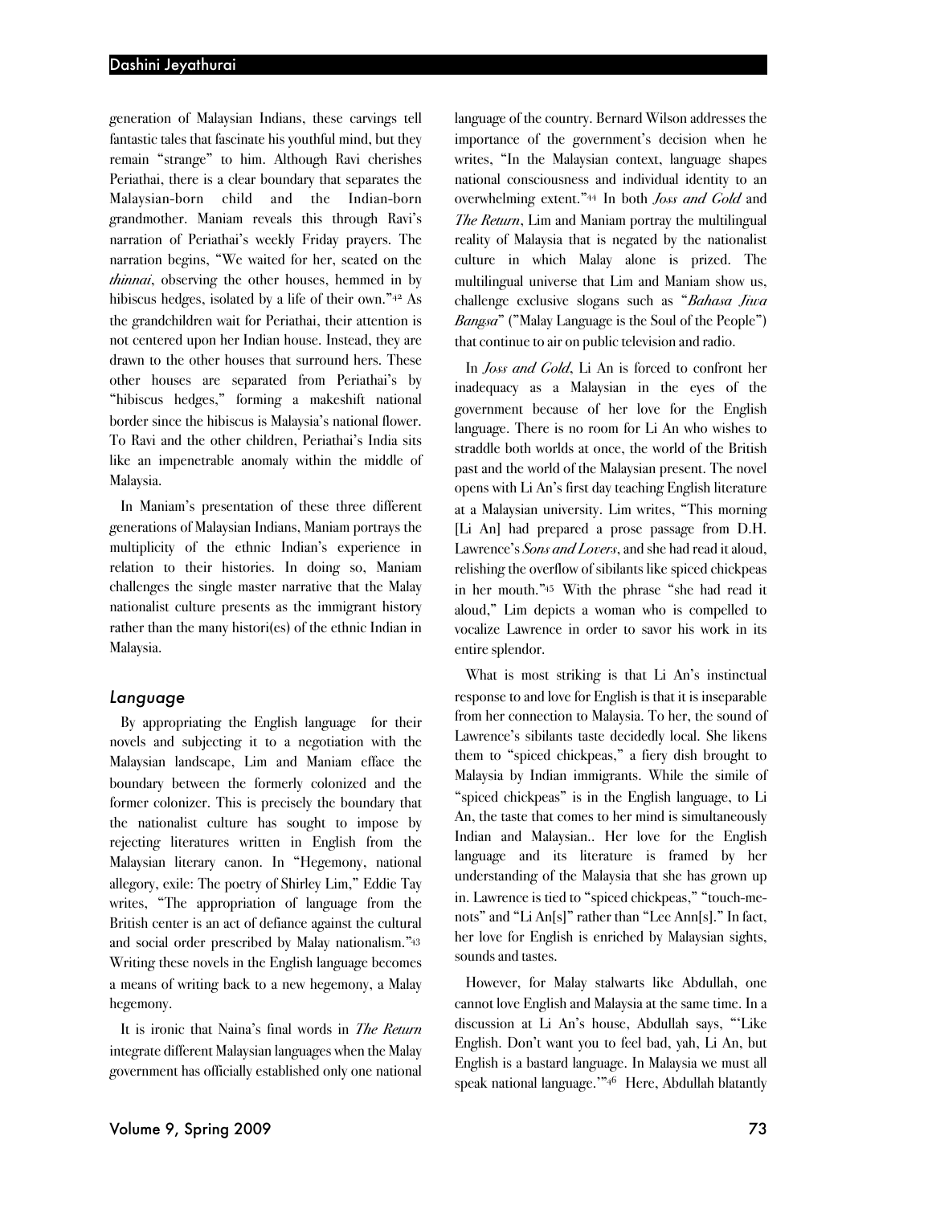generation of Malaysian Indians, these carvings tell fantastic tales that fascinate his youthful mind, but they remain "strange" to him. Although Ravi cherishes Periathai, there is a clear boundary that separates the Malaysian-born child and the Indian-born grandmother. Maniam reveals this through Ravi's narration of Periathai's weekly Friday prayers. The narration begins, "We waited for her, seated on the *thinnai*, observing the other houses, hemmed in by hibiscus hedges, isolated by a life of their own."[42] As the grandchildren wait for Periathai, their attention is not centered upon her Indian house. Instead, they are drawn to the other houses that surround hers. These other houses are separated from Periathai's by "hibiscus hedges," forming a makeshift national border since the hibiscus is Malaysia's national flower. To Ravi and the other children, Periathai's India sits like an impenetrable anomaly within the middle of Malaysia.

In Maniam's presentation of these three different generations of Malaysian Indians, Maniam portrays the multiplicity of the ethnic Indian's experience in relation to their histories. In doing so, Maniam challenges the single master narrative that the Malay nationalist culture presents as the immigrant history rather than the many histori(es) of the ethnic Indian in Malaysia.

### *Language*

By appropriating the English language for their novels and subjecting it to a negotiation with the Malaysian landscape, Lim and Maniam efface the boundary between the formerly colonized and the former colonizer. This is precisely the boundary that the nationalist culture has sought to impose by rejecting literatures written in English from the Malaysian literary canon. In "Hegemony, national allegory, exile: The poetry of Shirley Lim," Eddie Tay writes, "The appropriation of language from the British center is an act of defiance against the cultural and social order prescribed by Malay nationalism."[43] Writing these novels in the English language becomes a means of writing back to a new hegemony, a Malay hegemony.

It is ironic that Naina's final words in *The Return* integrate different Malaysian languages when the Malay government has officially established only one national language of the country. Bernard Wilson addresses the importance of the government's decision when he writes, "In the Malaysian context, language shapes national consciousness and individual identity to an overwhelming extent."[44] In both *Joss and Gold* and *The Return*, Lim and Maniam portray the multilingual reality of Malaysia that is negated by the nationalist culture in which Malay alone is prized. The multilingual universe that Lim and Maniam show us, challenge exclusive slogans such as "*Bahasa Jiwa Bangsa*" ("Malay Language is the Soul of the People") that continue to air on public television and radio.

In *Joss and Gold*, Li An is forced to confront her inadequacy as a Malaysian in the eyes of the government because of her love for the English language. There is no room for Li An who wishes to straddle both worlds at once, the world of the British past and the world of the Malaysian present. The novel opens with Li An's first day teaching English literature at a Malaysian university. Lim writes, "This morning [Li An] had prepared a prose passage from D.H. Lawrence's *Sons and Lovers*, and she had read it aloud, relishing the overflow of sibilants like spiced chickpeas in her mouth."[45] With the phrase "she had read it aloud," Lim depicts a woman who is compelled to vocalize Lawrence in order to savor his work in its entire splendor.

What is most striking is that Li An's instinctual response to and love for English is that it is inseparable from her connection to Malaysia. To her, the sound of Lawrence's sibilants taste decidedly local. She likens them to "spiced chickpeas," a fiery dish brought to Malaysia by Indian immigrants. While the simile of "spiced chickpeas" is in the English language, to Li An, the taste that comes to her mind is simultaneously Indian and Malaysian.. Her love for the English language and its literature is framed by her understanding of the Malaysia that she has grown up in. Lawrence is tied to "spiced chickpeas," "touch-me-nots" and "Li An[s]" rather than "Lee Ann[s]." In fact, her love for English is enriched by Malaysian sights, sounds and tastes.

However, for Malay stalwarts like Abdullah, one cannot love English and Malaysia at the same time. In a discussion at Li An's house, Abdullah says, "'Like English. Don't want you to feel bad, yah, Li An, but English is a bastard language. In Malaysia we must all speak national language.'"[46] Here, Abdullah blatantly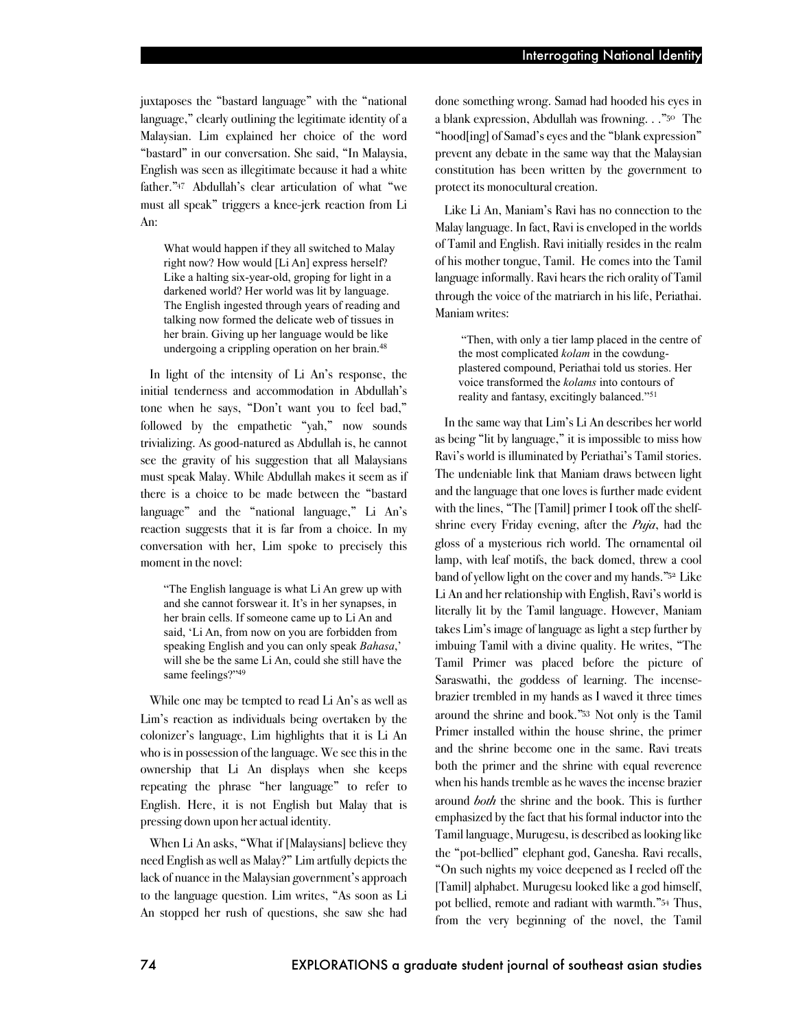juxtaposes the "bastard language" with the "national language," clearly outlining the legitimate identity of a Malaysian. Lim explained her choice of the word "bastard" in our conversation. She said, "In Malaysia, English was seen as illegitimate because it had a white father."[47] Abdullah's clear articulation of what "we must all speak" triggers a knee-jerk reaction from Li An:

> What would happen if they all switched to Malay right now? How would [Li An] express herself? Like a halting six-year-old, groping for light in a darkened world? Her world was lit by language. The English ingested through years of reading and talking now formed the delicate web of tissues in her brain. Giving up her language would be like undergoing a crippling operation on her brain.[48]

In light of the intensity of Li An's response, the initial tenderness and accommodation in Abdullah's tone when he says, "Don't want you to feel bad," followed by the empathetic "yah," now sounds trivializing. As good-natured as Abdullah is, he cannot see the gravity of his suggestion that all Malaysians must speak Malay. While Abdullah makes it seem as if there is a choice to be made between the "bastard language" and the "national language," Li An's reaction suggests that it is far from a choice. In my conversation with her, Lim spoke to precisely this moment in the novel:

> "The English language is what Li An grew up with and she cannot forswear it. It's in her synapses, in her brain cells. If someone came up to Li An and said, 'Li An, from now on you are forbidden from speaking English and you can only speak *Bahasa*,' will she be the same Li An, could she still have the same feelings?"[49]

While one may be tempted to read Li An's as well as Lim's reaction as individuals being overtaken by the colonizer's language, Lim highlights that it is Li An who is in possession of the language. We see this in the ownership that Li An displays when she keeps repeating the phrase "her language" to refer to English. Here, it is not English but Malay that is pressing down upon her actual identity.

When Li An asks, "What if [Malaysians] believe they need English as well as Malay?" Lim artfully depicts the lack of nuance in the Malaysian government's approach to the language question. Lim writes, "As soon as Li An stopped her rush of questions, she saw she had done something wrong. Samad had hooded his eyes in a blank expression, Abdullah was frowning. . ."[50] The "hood[ing] of Samad's eyes and the "blank expression" prevent any debate in the same way that the Malaysian constitution has been written by the government to protect its monocultural creation.

Like Li An, Maniam's Ravi has no connection to the Malay language. In fact, Ravi is enveloped in the worlds of Tamil and English. Ravi initially resides in the realm of his mother tongue, Tamil. He comes into the Tamil language informally. Ravi hears the rich orality of Tamil through the voice of the matriarch in his life, Periathai. Maniam writes:

> "Then, with only a tier lamp placed in the centre of the most complicated *kolam* in the cowdung-plastered compound, Periathai told us stories. Her voice transformed the *kolams* into contours of reality and fantasy, excitingly balanced."[51]

In the same way that Lim's Li An describes her world as being "lit by language," it is impossible to miss how Ravi's world is illuminated by Periathai's Tamil stories. The undeniable link that Maniam draws between light and the language that one loves is further made evident with the lines, "The [Tamil] primer I took off the shelf-shrine every Friday evening, after the *Puja*, had the gloss of a mysterious rich world. The ornamental oil lamp, with leaf motifs, the back domed, threw a cool band of yellow light on the cover and my hands."[52] Like Li An and her relationship with English, Ravi's world is literally lit by the Tamil language. However, Maniam takes Lim's image of language as light a step further by imbuing Tamil with a divine quality. He writes, "The Tamil Primer was placed before the picture of Saraswathi, the goddess of learning. The incense-brazier trembled in my hands as I waved it three times around the shrine and book."[53] Not only is the Tamil Primer installed within the house shrine, the primer and the shrine become one in the same. Ravi treats both the primer and the shrine with equal reverence when his hands tremble as he waves the incense brazier around *both* the shrine and the book. This is further emphasized by the fact that his formal inductor into the Tamil language, Murugesu, is described as looking like the "pot-bellied" elephant god, Ganesha. Ravi recalls, "On such nights my voice deepened as I reeled off the [Tamil] alphabet. Murugesu looked like a god himself, pot bellied, remote and radiant with warmth."[54] Thus, from the very beginning of the novel, the Tamil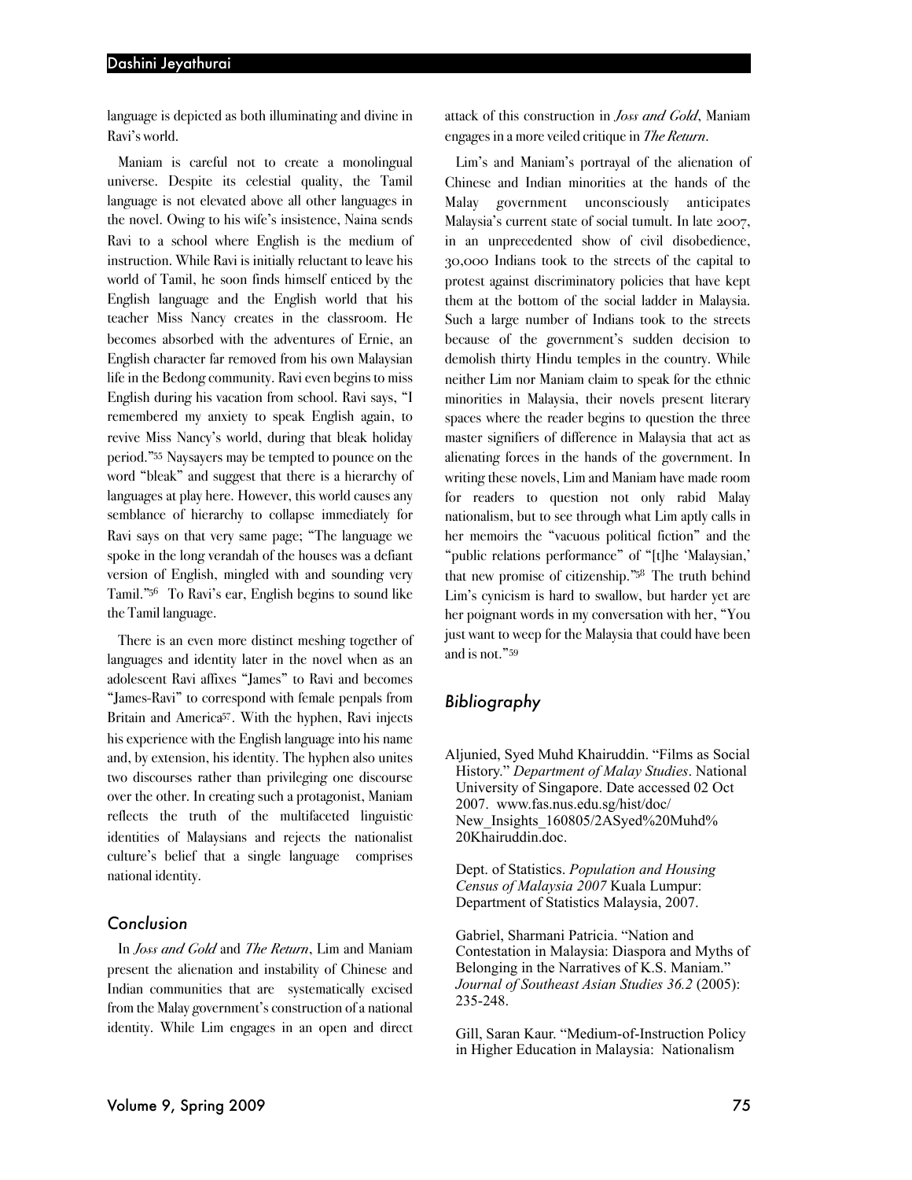language is depicted as both illuminating and divine in Ravi's world.

Maniam is careful not to create a monolingual universe. Despite its celestial quality, the Tamil language is not elevated above all other languages in the novel. Owing to his wife's insistence, Naina sends Ravi to a school where English is the medium of instruction. While Ravi is initially reluctant to leave his world of Tamil, he soon finds himself enticed by the English language and the English world that his teacher Miss Nancy creates in the classroom. He becomes absorbed with the adventures of Ernie, an English character far removed from his own Malaysian life in the Bedong community. Ravi even begins to miss English during his vacation from school. Ravi says, "I remembered my anxiety to speak English again, to revive Miss Nancy's world, during that bleak holiday period."[55] Naysayers may be tempted to pounce on the word "bleak" and suggest that there is a hierarchy of languages at play here. However, this world causes any semblance of hierarchy to collapse immediately for Ravi says on that very same page; "The language we spoke in the long verandah of the houses was a defiant version of English, mingled with and sounding very Tamil."[56] To Ravi's ear, English begins to sound like the Tamil language.

There is an even more distinct meshing together of languages and identity later in the novel when as an adolescent Ravi affixes "James" to Ravi and becomes "James-Ravi" to correspond with female penpals from Britain and America[57]. With the hyphen, Ravi injects his experience with the English language into his name and, by extension, his identity. The hyphen also unites two discourses rather than privileging one discourse over the other. In creating such a protagonist, Maniam reflects the truth of the multifaceted linguistic identities of Malaysians and rejects the nationalist culture's belief that a single language comprises national identity.

## Conclusion

In *Joss and Gold* and *The Return*, Lim and Maniam present the alienation and instability of Chinese and Indian communities that are systematically excised from the Malay government's construction of a national identity. While Lim engages in an open and direct attack of this construction in *Joss and Gold*, Maniam engages in a more veiled critique in *The Return*.

Lim's and Maniam's portrayal of the alienation of Chinese and Indian minorities at the hands of the Malay government unconsciously anticipates Malaysia's current state of social tumult. In late 2007, in an unprecedented show of civil disobedience, 30,000 Indians took to the streets of the capital to protest against discriminatory policies that have kept them at the bottom of the social ladder in Malaysia. Such a large number of Indians took to the streets because of the government's sudden decision to demolish thirty Hindu temples in the country. While neither Lim nor Maniam claim to speak for the ethnic minorities in Malaysia, their novels present literary spaces where the reader begins to question the three master signifiers of difference in Malaysia that act as alienating forces in the hands of the government. In writing these novels, Lim and Maniam have made room for readers to question not only rabid Malay nationalism, but to see through what Lim aptly calls in her memoirs the "vacuous political fiction" and the "public relations performance" of "[t]he 'Malaysian,' that new promise of citizenship."[58] The truth behind Lim's cynicism is hard to swallow, but harder yet are her poignant words in my conversation with her, "You just want to weep for the Malaysia that could have been and is not."[59]

## Bibliography

Aljunied, Syed Muhd Khairuddin. "Films as Social History." *Department of Malay Studies*. National University of Singapore. Date accessed 02 Oct 2007. www.fas.nus.edu.sg/hist/doc/New_Insights_160805/2ASyed%20Muhd%20Khairuddin.doc.

Dept. of Statistics. *Population and Housing Census of Malaysia 2007* Kuala Lumpur: Department of Statistics Malaysia, 2007.

Gabriel, Sharmani Patricia. "Nation and Contestation in Malaysia: Diaspora and Myths of Belonging in the Narratives of K.S. Maniam." *Journal of Southeast Asian Studies 36.2* (2005): 235-248.

Gill, Saran Kaur. "Medium-of-Instruction Policy in Higher Education in Malaysia: Nationalism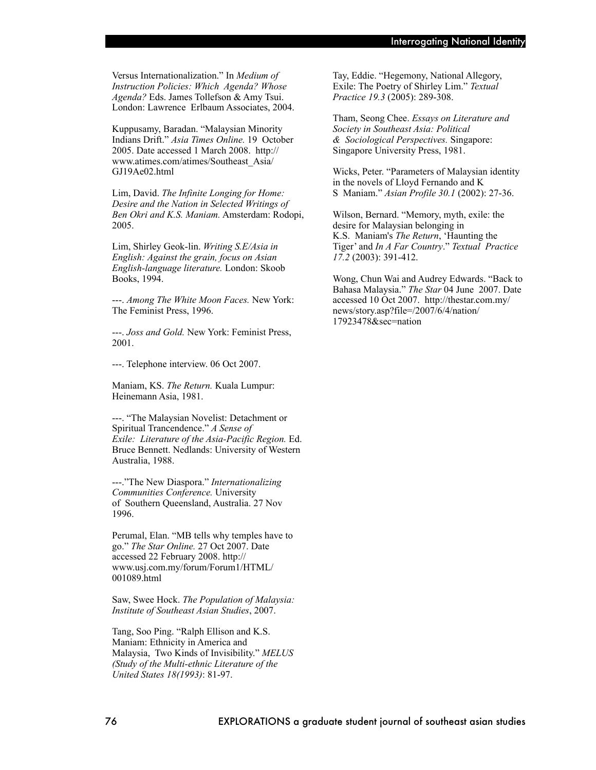Versus Internationalization." In *Medium of Instruction Policies: Which Agenda? Whose Agenda?* Eds. James Tollefson & Amy Tsui. London: Lawrence Erlbaum Associates, 2004.

Kuppusamy, Baradan. "Malaysian Minority Indians Drift." *Asia Times Online.* 19 October 2005. Date accessed 1 March 2008. http://www.atimes.com/atimes/Southeast_Asia/GJ19Ae02.html

Lim, David. *The Infinite Longing for Home: Desire and the Nation in Selected Writings of Ben Okri and K.S. Maniam.* Amsterdam: Rodopi, 2005.

Lim, Shirley Geok-lin. *Writing S.E/Asia in English: Against the grain, focus on Asian English-language literature.* London: Skoob Books, 1994.

---. *Among The White Moon Faces.* New York: The Feminist Press, 1996.

---. *Joss and Gold.* New York: Feminist Press, 2001.

---. Telephone interview. 06 Oct 2007.

Maniam, KS. *The Return.* Kuala Lumpur: Heinemann Asia, 1981.

---. "The Malaysian Novelist: Detachment or Spiritual Trancendence." *A Sense of Exile: Literature of the Asia-Pacific Region.* Ed. Bruce Bennett. Nedlands: University of Western Australia, 1988.

---."The New Diaspora." *Internationalizing Communities Conference.* University of Southern Queensland, Australia. 27 Nov 1996.

Perumal, Elan. "MB tells why temples have to go." *The Star Online.* 27 Oct 2007. Date accessed 22 February 2008. http://www.usj.com.my/forum/Forum1/HTML/001089.html

Saw, Swee Hock. *The Population of Malaysia: Institute of Southeast Asian Studies*, 2007.

Tang, Soo Ping. "Ralph Ellison and K.S. Maniam: Ethnicity in America and Malaysia, Two Kinds of Invisibility." *MELUS (Study of the Multi-ethnic Literature of the United States 18(1993)*: 81-97.

Tay, Eddie. "Hegemony, National Allegory, Exile: The Poetry of Shirley Lim." *Textual Practice 19.3* (2005): 289-308.

Tham, Seong Chee. *Essays on Literature and Society in Southeast Asia: Political & Sociological Perspectives.* Singapore: Singapore University Press, 1981.

Wicks, Peter. "Parameters of Malaysian identity in the novels of Lloyd Fernando and K S Maniam." *Asian Profile 30.1* (2002): 27-36.

Wilson, Bernard. "Memory, myth, exile: the desire for Malaysian belonging in K.S. Maniam's *The Return*, 'Haunting the Tiger' and *In A Far Country*." *Textual Practice 17.2* (2003): 391-412.

Wong, Chun Wai and Audrey Edwards. "Back to Bahasa Malaysia." *The Star* 04 June 2007. Date accessed 10 Oct 2007. http://thestar.com.my/news/story.asp?file=/2007/6/4/nation/17923478&sec=nation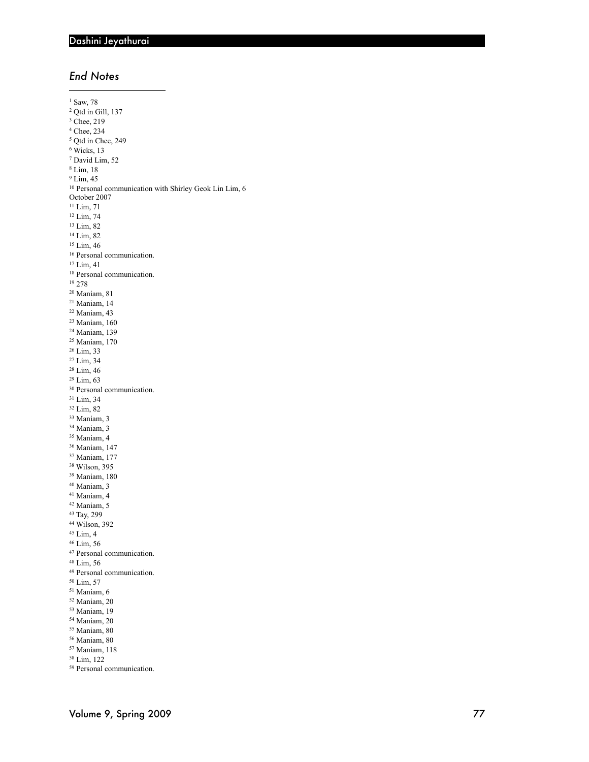## *End Notes*

[1] Saw, 78
[2] Qtd in Gill, 137
[3] Chee, 219
[4] Chee, 234
[5] Qtd in Chee, 249
[6] Wicks, 13
[7] David Lim, 52
[8] Lim, 18
[9] Lim, 45
[10] Personal communication with Shirley Geok Lin Lim, 6 October 2007
[11] Lim, 71
[12] Lim, 74
[13] Lim, 82
[14] Lim, 82
[15] Lim, 46
[16] Personal communication.
[17] Lim, 41
[18] Personal communication.
[19] 278
[20] Maniam, 81
[21] Maniam, 14
[22] Maniam, 43
[23] Maniam, 160
[24] Maniam, 139
[25] Maniam, 170
[26] Lim, 33
[27] Lim, 34
[28] Lim, 46
[29] Lim, 63
[30] Personal communication.
[31] Lim, 34
[32] Lim, 82
[33] Maniam, 3
[34] Maniam, 3
[35] Maniam, 4
[36] Maniam, 147
[37] Maniam, 177
[38] Wilson, 395
[39] Maniam, 180
[40] Maniam, 3
[41] Maniam, 4
[42] Maniam, 5
[43] Tay, 299
[44] Wilson, 392
[45] Lim, 4
[46] Lim, 56
[47] Personal communication.
[48] Lim, 56
[49] Personal communication.
[50] Lim, 57
[51] Maniam, 6
[52] Maniam, 20
[53] Maniam, 19
[54] Maniam, 20
[55] Maniam, 80
[56] Maniam, 80
[57] Maniam, 118
[58] Lim, 122
[59] Personal communication.